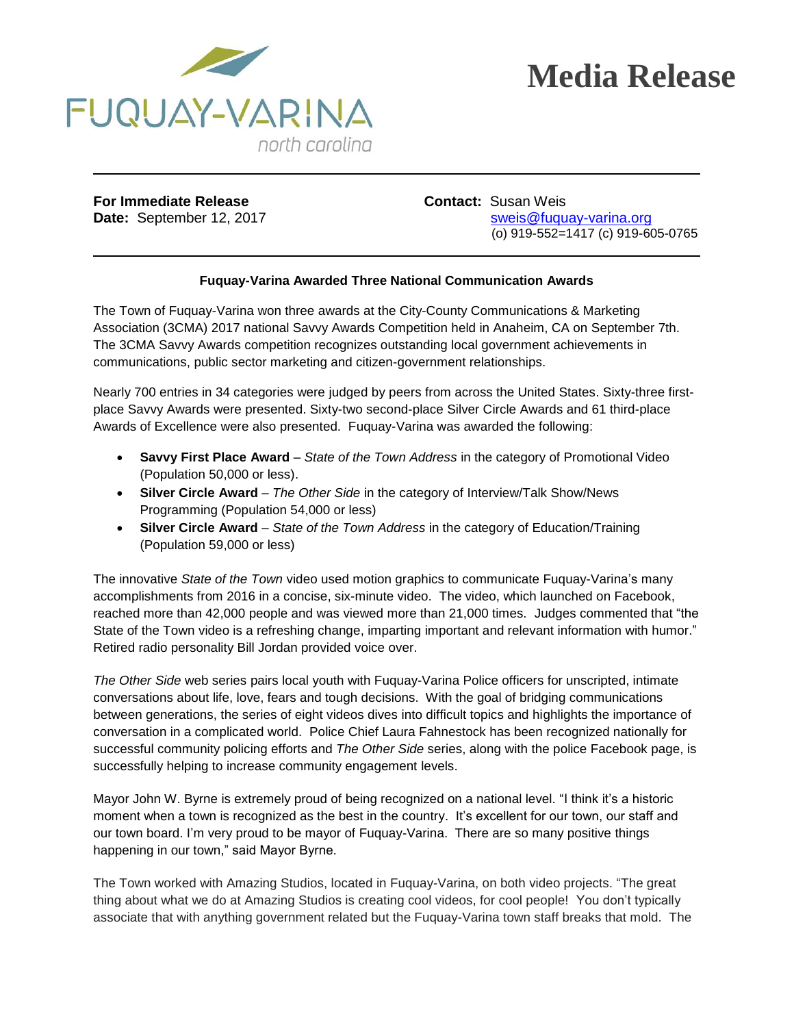FUQUAY-VARINA
north carolina

# Media Release

**For Immediate Release**
**Date:** September 12, 2017

**Contact:** Susan Weis
sweis@fuquay-varina.org
(o) 919-552=1417 (c) 919-605-0765

**Fuquay-Varina Awarded Three National Communication Awards**

The Town of Fuquay-Varina won three awards at the City-County Communications & Marketing Association (3CMA) 2017 national Savvy Awards Competition held in Anaheim, CA on September 7th. The 3CMA Savvy Awards competition recognizes outstanding local government achievements in communications, public sector marketing and citizen-government relationships.

Nearly 700 entries in 34 categories were judged by peers from across the United States. Sixty-three first-place Savvy Awards were presented. Sixty-two second-place Silver Circle Awards and 61 third-place Awards of Excellence were also presented. Fuquay-Varina was awarded the following:

- **Savvy First Place Award** – *State of the Town Address* in the category of Promotional Video (Population 50,000 or less).
- **Silver Circle Award** – *The Other Side* in the category of Interview/Talk Show/News Programming (Population 54,000 or less)
- **Silver Circle Award** – *State of the Town Address* in the category of Education/Training (Population 59,000 or less)

The innovative *State of the Town* video used motion graphics to communicate Fuquay-Varina's many accomplishments from 2016 in a concise, six-minute video. The video, which launched on Facebook, reached more than 42,000 people and was viewed more than 21,000 times. Judges commented that "the State of the Town video is a refreshing change, imparting important and relevant information with humor." Retired radio personality Bill Jordan provided voice over.

*The Other Side* web series pairs local youth with Fuquay-Varina Police officers for unscripted, intimate conversations about life, love, fears and tough decisions. With the goal of bridging communications between generations, the series of eight videos dives into difficult topics and highlights the importance of conversation in a complicated world. Police Chief Laura Fahnestock has been recognized nationally for successful community policing efforts and *The Other Side* series, along with the police Facebook page, is successfully helping to increase community engagement levels.

Mayor John W. Byrne is extremely proud of being recognized on a national level. "I think it's a historic moment when a town is recognized as the best in the country. It's excellent for our town, our staff and our town board. I'm very proud to be mayor of Fuquay-Varina. There are so many positive things happening in our town," said Mayor Byrne.

The Town worked with Amazing Studios, located in Fuquay-Varina, on both video projects. "The great thing about what we do at Amazing Studios is creating cool videos, for cool people! You don't typically associate that with anything government related but the Fuquay-Varina town staff breaks that mold. The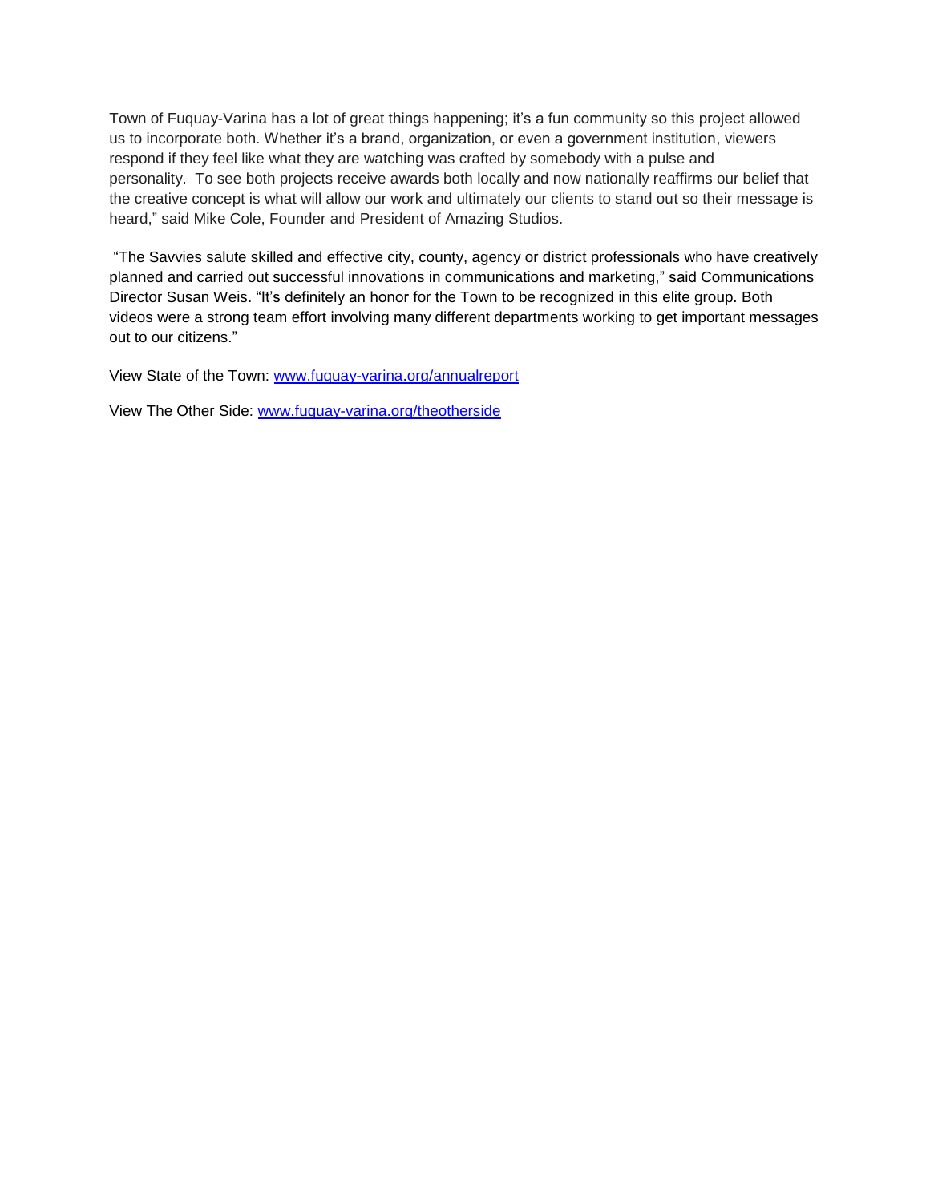Town of Fuquay-Varina has a lot of great things happening; it's a fun community so this project allowed us to incorporate both. Whether it's a brand, organization, or even a government institution, viewers respond if they feel like what they are watching was crafted by somebody with a pulse and personality. To see both projects receive awards both locally and now nationally reaffirms our belief that the creative concept is what will allow our work and ultimately our clients to stand out so their message is heard," said Mike Cole, Founder and President of Amazing Studios.

"The Savvies salute skilled and effective city, county, agency or district professionals who have creatively planned and carried out successful innovations in communications and marketing," said Communications Director Susan Weis. "It's definitely an honor for the Town to be recognized in this elite group. Both videos were a strong team effort involving many different departments working to get important messages out to our citizens."

View State of the Town: [www.fuquay-varina.org/annualreport](www.fuquay-varina.org/annualreport)

View The Other Side: [www.fuquay-varina.org/theotherside](www.fuquay-varina.org/theotherside)